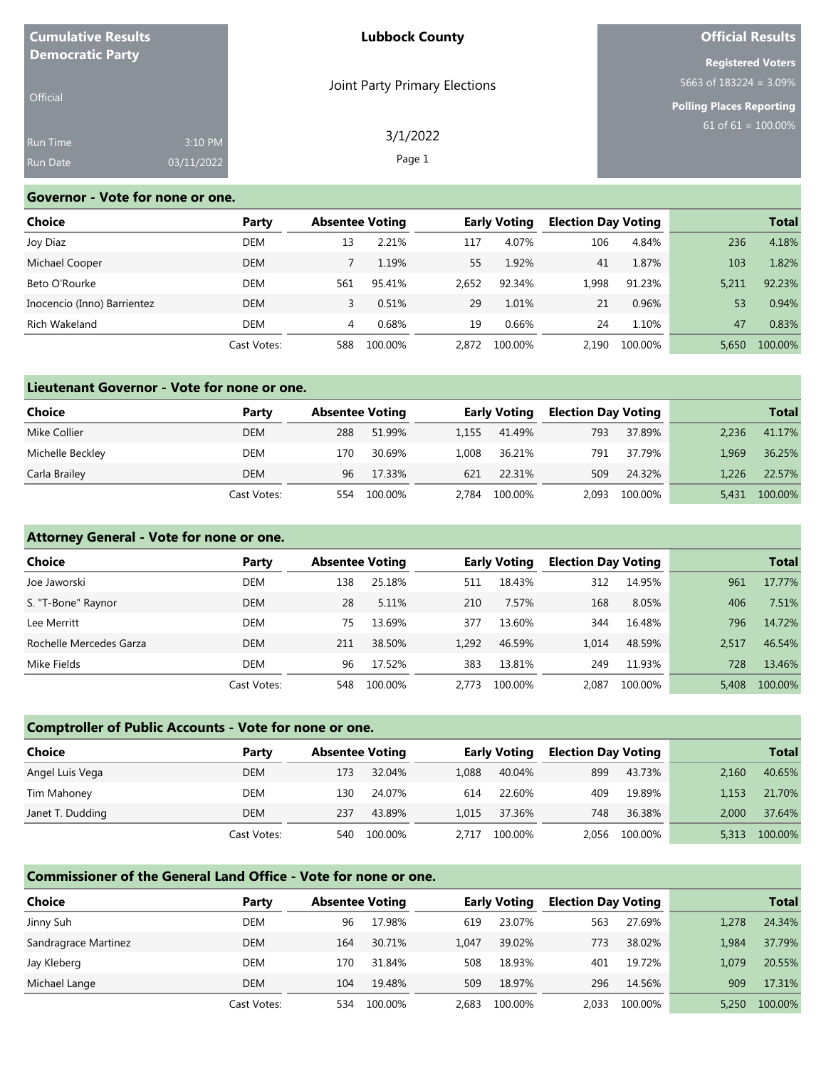**Cumulative Results Democratic Party**

Official

Run Time 3:10 PM
Run Date 03/11/2022

**Lubbock County**

Joint Party Primary Elections

3/1/2022

**Official Results**

**Registered Voters**
5663 of 183224 = 3.09%

**Polling Places Reporting**
61 of 61 = 100.00%

## Governor - Vote for none or one.

| Choice | Party | Absentee Voting | | Early Voting | | Election Day Voting | | Total | |
|---|---|---|---|---|---|---|---|---|---|
| Joy Diaz | DEM | 13 | 2.21% | 117 | 4.07% | 106 | 4.84% | 236 | 4.18% |
| Michael Cooper | DEM | 7 | 1.19% | 55 | 1.92% | 41 | 1.87% | 103 | 1.82% |
| Beto O'Rourke | DEM | 561 | 95.41% | 2,652 | 92.34% | 1,998 | 91.23% | 5,211 | 92.23% |
| Inocencio (Inno) Barrientez | DEM | 3 | 0.51% | 29 | 1.01% | 21 | 0.96% | 53 | 0.94% |
| Rich Wakeland | DEM | 4 | 0.68% | 19 | 0.66% | 24 | 1.10% | 47 | 0.83% |
| | Cast Votes: | 588 | 100.00% | 2,872 | 100.00% | 2,190 | 100.00% | 5,650 | 100.00% |

## Lieutenant Governor - Vote for none or one.

| Choice | Party | Absentee Voting | | Early Voting | | Election Day Voting | | Total | |
|---|---|---|---|---|---|---|---|---|---|
| Mike Collier | DEM | 288 | 51.99% | 1,155 | 41.49% | 793 | 37.89% | 2,236 | 41.17% |
| Michelle Beckley | DEM | 170 | 30.69% | 1,008 | 36.21% | 791 | 37.79% | 1,969 | 36.25% |
| Carla Brailey | DEM | 96 | 17.33% | 621 | 22.31% | 509 | 24.32% | 1,226 | 22.57% |
| | Cast Votes: | 554 | 100.00% | 2,784 | 100.00% | 2,093 | 100.00% | 5,431 | 100.00% |

## Attorney General - Vote for none or one.

| Choice | Party | Absentee Voting | | Early Voting | | Election Day Voting | | Total | |
|---|---|---|---|---|---|---|---|---|---|
| Joe Jaworski | DEM | 138 | 25.18% | 511 | 18.43% | 312 | 14.95% | 961 | 17.77% |
| S. "T-Bone" Raynor | DEM | 28 | 5.11% | 210 | 7.57% | 168 | 8.05% | 406 | 7.51% |
| Lee Merritt | DEM | 75 | 13.69% | 377 | 13.60% | 344 | 16.48% | 796 | 14.72% |
| Rochelle Mercedes Garza | DEM | 211 | 38.50% | 1,292 | 46.59% | 1,014 | 48.59% | 2,517 | 46.54% |
| Mike Fields | DEM | 96 | 17.52% | 383 | 13.81% | 249 | 11.93% | 728 | 13.46% |
| | Cast Votes: | 548 | 100.00% | 2,773 | 100.00% | 2,087 | 100.00% | 5,408 | 100.00% |

## Comptroller of Public Accounts - Vote for none or one.

| Choice | Party | Absentee Voting | | Early Voting | | Election Day Voting | | Total | |
|---|---|---|---|---|---|---|---|---|---|
| Angel Luis Vega | DEM | 173 | 32.04% | 1,088 | 40.04% | 899 | 43.73% | 2,160 | 40.65% |
| Tim Mahoney | DEM | 130 | 24.07% | 614 | 22.60% | 409 | 19.89% | 1,153 | 21.70% |
| Janet T. Dudding | DEM | 237 | 43.89% | 1,015 | 37.36% | 748 | 36.38% | 2,000 | 37.64% |
| | Cast Votes: | 540 | 100.00% | 2,717 | 100.00% | 2,056 | 100.00% | 5,313 | 100.00% |

## Commissioner of the General Land Office - Vote for none or one.

| Choice | Party | Absentee Voting | | Early Voting | | Election Day Voting | | Total | |
|---|---|---|---|---|---|---|---|---|---|
| Jinny Suh | DEM | 96 | 17.98% | 619 | 23.07% | 563 | 27.69% | 1,278 | 24.34% |
| Sandragrace Martinez | DEM | 164 | 30.71% | 1,047 | 39.02% | 773 | 38.02% | 1,984 | 37.79% |
| Jay Kleberg | DEM | 170 | 31.84% | 508 | 18.93% | 401 | 19.72% | 1,079 | 20.55% |
| Michael Lange | DEM | 104 | 19.48% | 509 | 18.97% | 296 | 14.56% | 909 | 17.31% |
| | Cast Votes: | 534 | 100.00% | 2,683 | 100.00% | 2,033 | 100.00% | 5,250 | 100.00% |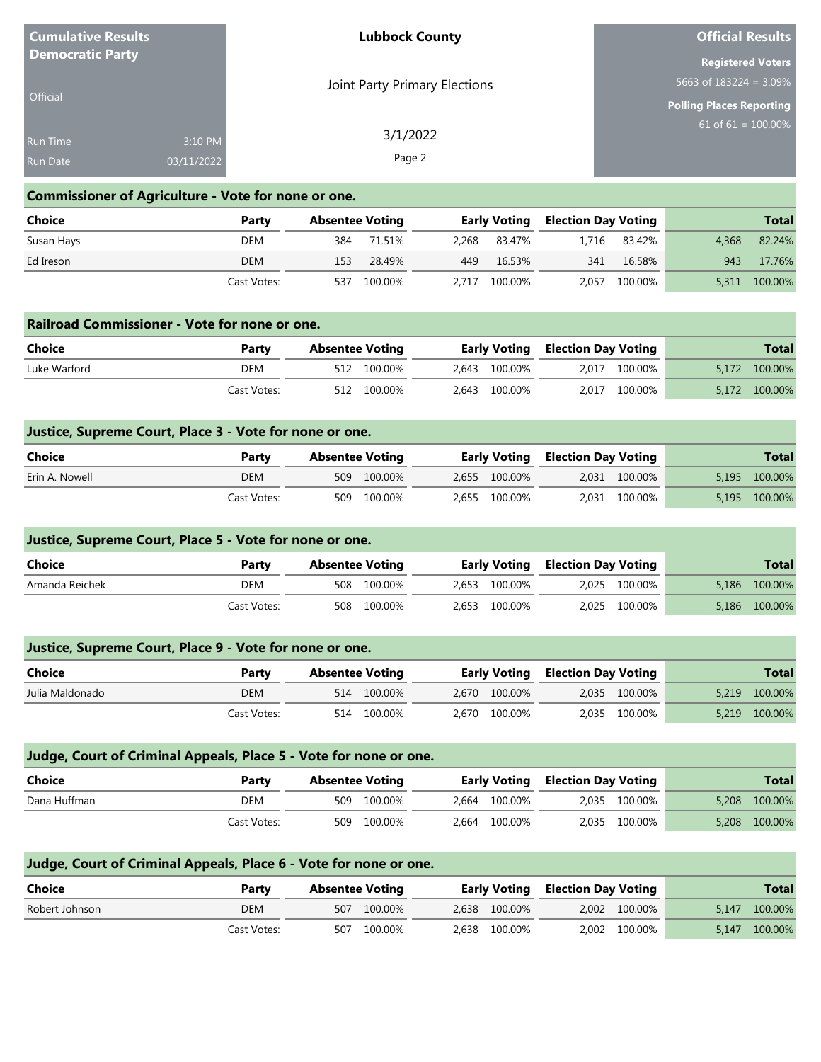**Cumulative Results**
**Democratic Party**

Official

Run Time 3:10 PM
Run Date 03/11/2022

**Lubbock County**

Joint Party Primary Elections

3/1/2022

**Official Results**

**Registered Voters**
5663 of 183224 = 3.09%

**Polling Places Reporting**
61 of 61 = 100.00%

## Commissioner of Agriculture - Vote for none or one.

| Choice | Party | Absentee Voting | | Early Voting | | Election Day Voting | | Total | |
|---|---|---|---|---|---|---|---|---|---|
| Susan Hays | DEM | 384 | 71.51% | 2,268 | 83.47% | 1,716 | 83.42% | 4,368 | 82.24% |
| Ed Ireson | DEM | 153 | 28.49% | 449 | 16.53% | 341 | 16.58% | 943 | 17.76% |
| | Cast Votes: | 537 | 100.00% | 2,717 | 100.00% | 2,057 | 100.00% | 5,311 | 100.00% |

## Railroad Commissioner - Vote for none or one.

| Choice | Party | Absentee Voting | | Early Voting | | Election Day Voting | | Total | |
|---|---|---|---|---|---|---|---|---|---|
| Luke Warford | DEM | 512 | 100.00% | 2,643 | 100.00% | 2,017 | 100.00% | 5,172 | 100.00% |
| | Cast Votes: | 512 | 100.00% | 2,643 | 100.00% | 2,017 | 100.00% | 5,172 | 100.00% |

## Justice, Supreme Court, Place 3 - Vote for none or one.

| Choice | Party | Absentee Voting | | Early Voting | | Election Day Voting | | Total | |
|---|---|---|---|---|---|---|---|---|---|
| Erin A. Nowell | DEM | 509 | 100.00% | 2,655 | 100.00% | 2,031 | 100.00% | 5,195 | 100.00% |
| | Cast Votes: | 509 | 100.00% | 2,655 | 100.00% | 2,031 | 100.00% | 5,195 | 100.00% |

## Justice, Supreme Court, Place 5 - Vote for none or one.

| Choice | Party | Absentee Voting | | Early Voting | | Election Day Voting | | Total | |
|---|---|---|---|---|---|---|---|---|---|
| Amanda Reichek | DEM | 508 | 100.00% | 2,653 | 100.00% | 2,025 | 100.00% | 5,186 | 100.00% |
| | Cast Votes: | 508 | 100.00% | 2,653 | 100.00% | 2,025 | 100.00% | 5,186 | 100.00% |

## Justice, Supreme Court, Place 9 - Vote for none or one.

| Choice | Party | Absentee Voting | | Early Voting | | Election Day Voting | | Total | |
|---|---|---|---|---|---|---|---|---|---|
| Julia Maldonado | DEM | 514 | 100.00% | 2,670 | 100.00% | 2,035 | 100.00% | 5,219 | 100.00% |
| | Cast Votes: | 514 | 100.00% | 2,670 | 100.00% | 2,035 | 100.00% | 5,219 | 100.00% |

## Judge, Court of Criminal Appeals, Place 5 - Vote for none or one.

| Choice | Party | Absentee Voting | | Early Voting | | Election Day Voting | | Total | |
|---|---|---|---|---|---|---|---|---|---|
| Dana Huffman | DEM | 509 | 100.00% | 2,664 | 100.00% | 2,035 | 100.00% | 5,208 | 100.00% |
| | Cast Votes: | 509 | 100.00% | 2,664 | 100.00% | 2,035 | 100.00% | 5,208 | 100.00% |

## Judge, Court of Criminal Appeals, Place 6 - Vote for none or one.

| Choice | Party | Absentee Voting | | Early Voting | | Election Day Voting | | Total | |
|---|---|---|---|---|---|---|---|---|---|
| Robert Johnson | DEM | 507 | 100.00% | 2,638 | 100.00% | 2,002 | 100.00% | 5,147 | 100.00% |
| | Cast Votes: | 507 | 100.00% | 2,638 | 100.00% | 2,002 | 100.00% | 5,147 | 100.00% |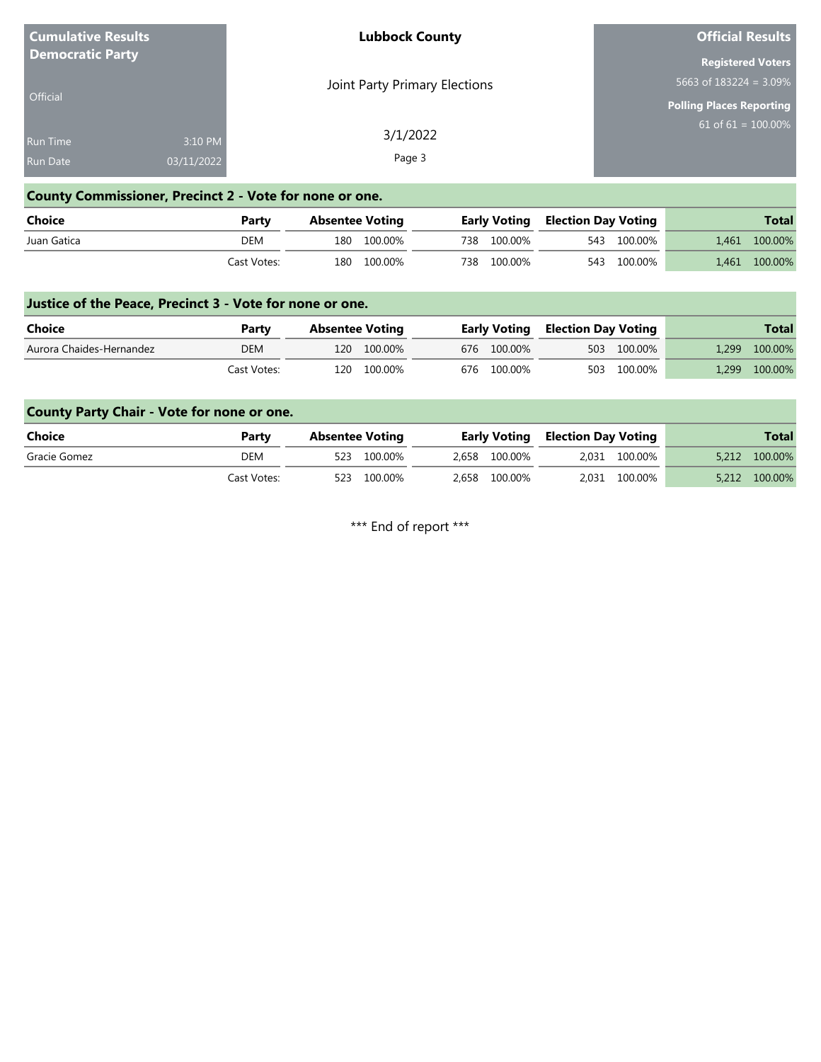**Cumulative Results Democratic Party**

Official

Run Time 3:10 PM
Run Date 03/11/2022

**Lubbock County**

Joint Party Primary Elections

3/1/2022

**Official Results**

**Registered Voters**
5663 of 183224 = 3.09%

**Polling Places Reporting**
61 of 61 = 100.00%

## County Commissioner, Precinct 2 - Vote for none or one.

| Choice | Party | Absentee Voting | | Early Voting | | Election Day Voting | | Total | |
|---|---|---|---|---|---|---|---|---|---|
| Juan Gatica | DEM | 180 | 100.00% | 738 | 100.00% | 543 | 100.00% | 1,461 | 100.00% |
| | Cast Votes: | 180 | 100.00% | 738 | 100.00% | 543 | 100.00% | 1,461 | 100.00% |

## Justice of the Peace, Precinct 3 - Vote for none or one.

| Choice | Party | Absentee Voting | | Early Voting | | Election Day Voting | | Total | |
|---|---|---|---|---|---|---|---|---|---|
| Aurora Chaides-Hernandez | DEM | 120 | 100.00% | 676 | 100.00% | 503 | 100.00% | 1,299 | 100.00% |
| | Cast Votes: | 120 | 100.00% | 676 | 100.00% | 503 | 100.00% | 1,299 | 100.00% |

## County Party Chair - Vote for none or one.

| Choice | Party | Absentee Voting | | Early Voting | | Election Day Voting | | Total | |
|---|---|---|---|---|---|---|---|---|---|
| Gracie Gomez | DEM | 523 | 100.00% | 2,658 | 100.00% | 2,031 | 100.00% | 5,212 | 100.00% |
| | Cast Votes: | 523 | 100.00% | 2,658 | 100.00% | 2,031 | 100.00% | 5,212 | 100.00% |

*** End of report ***